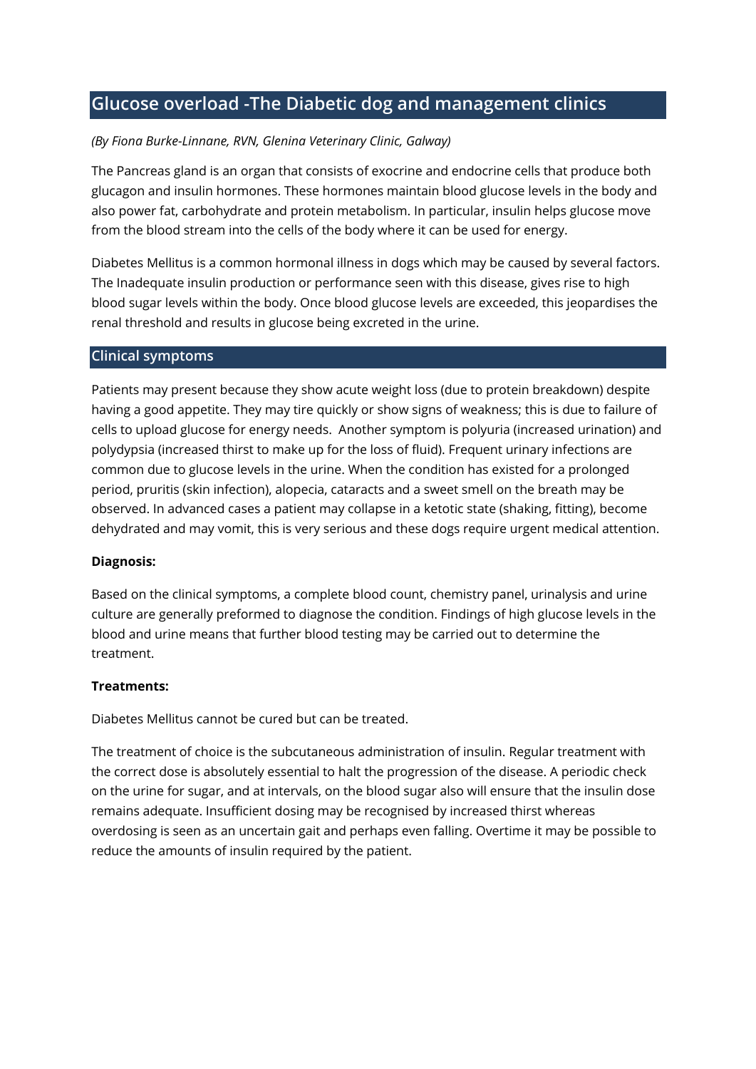## Glucose overload -The Diabetic dog and management clinics

*(By Fiona Burke-Linnane, RVN, Glenina Veterinary Clinic, Galway)*

The Pancreas gland is an organ that consists of exocrine and endocrine cells that produce both glucagon and insulin hormones. These hormones maintain blood glucose levels in the body and also power fat, carbohydrate and protein metabolism. In particular, insulin helps glucose move from the blood stream into the cells of the body where it can be used for energy.

Diabetes Mellitus is a common hormonal illness in dogs which may be caused by several factors. The Inadequate insulin production or performance seen with this disease, gives rise to high blood sugar levels within the body. Once blood glucose levels are exceeded, this jeopardises the renal threshold and results in glucose being excreted in the urine.

## Clinical symptoms

Patients may present because they show acute weight loss (due to protein breakdown) despite having a good appetite. They may tire quickly or show signs of weakness; this is due to failure of cells to upload glucose for energy needs. Another symptom is polyuria (increased urination) and polydypsia (increased thirst to make up for the loss of fluid). Frequent urinary infections are common due to glucose levels in the urine. When the condition has existed for a prolonged period, pruritis (skin infection), alopecia, cataracts and a sweet smell on the breath may be observed. In advanced cases a patient may collapse in a ketotic state (shaking, fitting), become dehydrated and may vomit, this is very serious and these dogs require urgent medical attention.

**Diagnosis:**

Based on the clinical symptoms, a complete blood count, chemistry panel, urinalysis and urine culture are generally preformed to diagnose the condition. Findings of high glucose levels in the blood and urine means that further blood testing may be carried out to determine the treatment.

**Treatments:**

Diabetes Mellitus cannot be cured but can be treated.

The treatment of choice is the subcutaneous administration of insulin. Regular treatment with the correct dose is absolutely essential to halt the progression of the disease. A periodic check on the urine for sugar, and at intervals, on the blood sugar also will ensure that the insulin dose remains adequate. Insufficient dosing may be recognised by increased thirst whereas overdosing is seen as an uncertain gait and perhaps even falling. Overtime it may be possible to reduce the amounts of insulin required by the patient.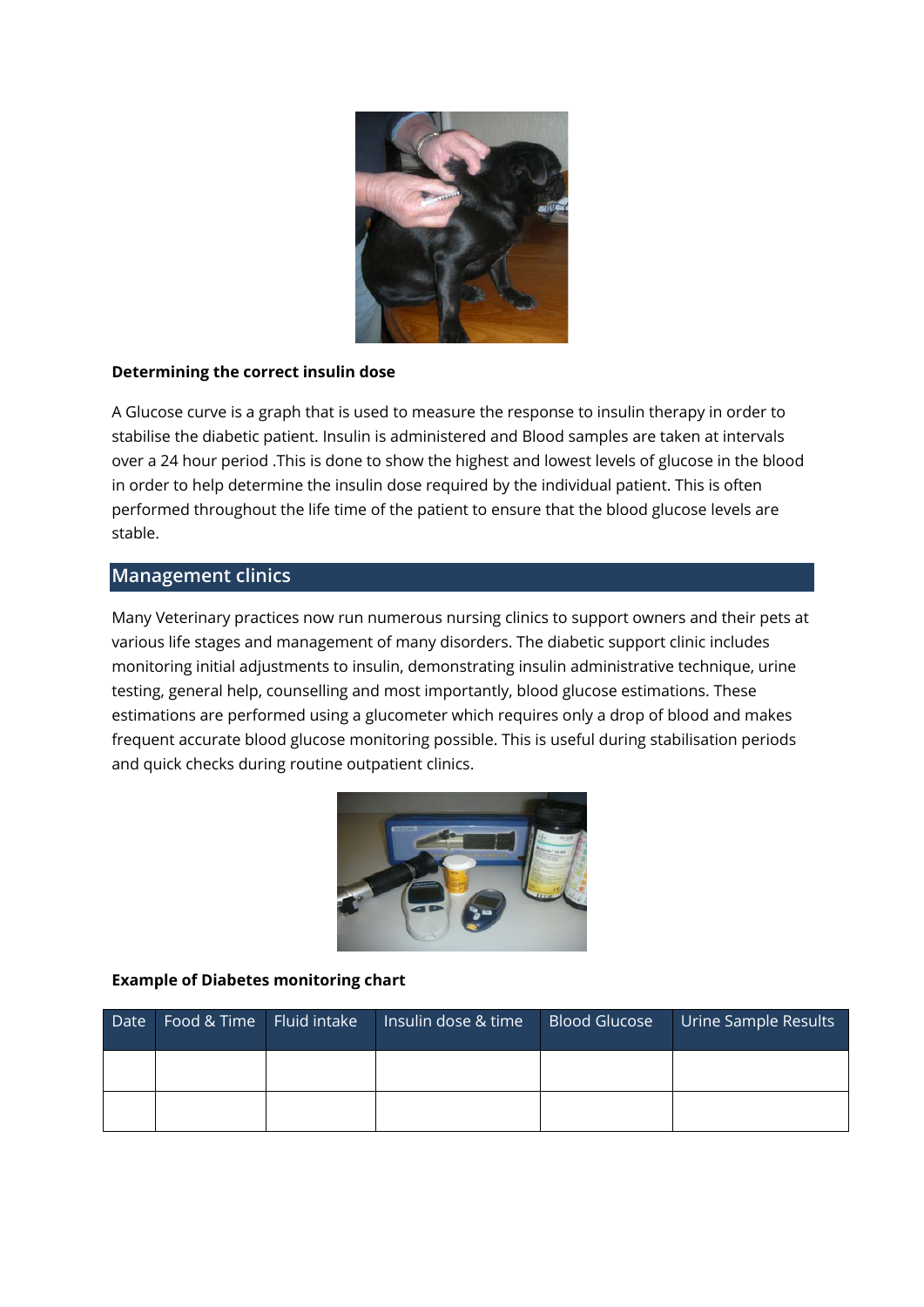**Determining the correct insulin dose**

A Glucose curve is a graph that is used to measure the response to insulin therapy in order to stabilise the diabetic patient. Insulin is administered and Blood samples are taken at intervals over a 24 hour period .This is done to show the highest and lowest levels of glucose in the blood in order to help determine the insulin dose required by the individual patient. This is often performed throughout the life time of the patient to ensure that the blood glucose levels are stable.

## Management clinics

Many Veterinary practices now run numerous nursing clinics to support owners and their pets at various life stages and management of many disorders. The diabetic support clinic includes monitoring initial adjustments to insulin, demonstrating insulin administrative technique, urine testing, general help, counselling and most importantly, blood glucose estimations. These estimations are performed using a glucometer which requires only a drop of blood and makes frequent accurate blood glucose monitoring possible. This is useful during stabilisation periods and quick checks during routine outpatient clinics.

**Example of Diabetes monitoring chart**

| Date | Food & Time | Fluid intake | Insulin dose & time | Blood Glucose | Urine Sample Results |
|---|---|---|---|---|---|
| | | | | | |
| | | | | | |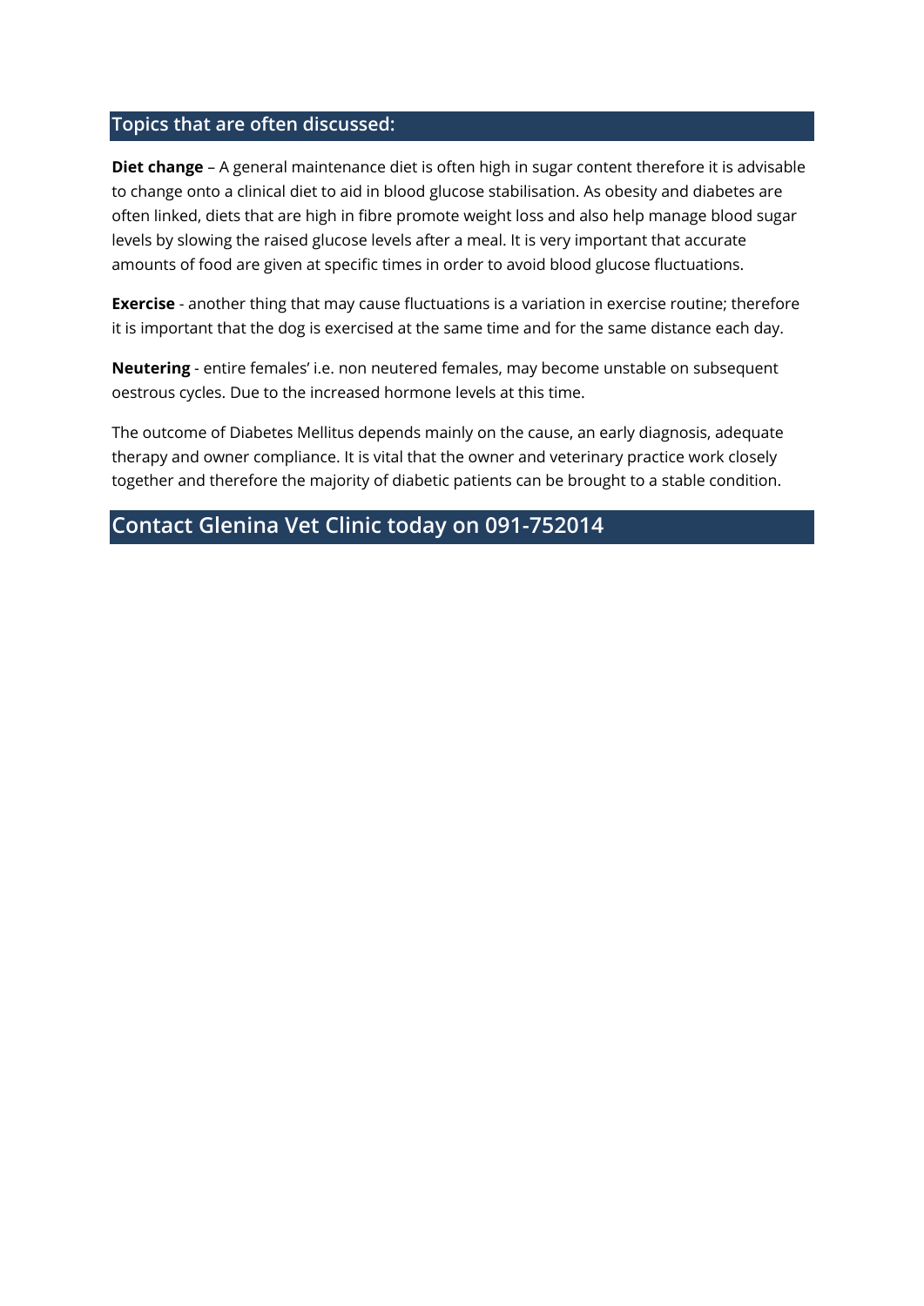## Topics that are often discussed:

**Diet change** – A general maintenance diet is often high in sugar content therefore it is advisable to change onto a clinical diet to aid in blood glucose stabilisation. As obesity and diabetes are often linked, diets that are high in fibre promote weight loss and also help manage blood sugar levels by slowing the raised glucose levels after a meal. It is very important that accurate amounts of food are given at specific times in order to avoid blood glucose fluctuations.

**Exercise** - another thing that may cause fluctuations is a variation in exercise routine; therefore it is important that the dog is exercised at the same time and for the same distance each day.

**Neutering** - entire females' i.e. non neutered females, may become unstable on subsequent oestrous cycles. Due to the increased hormone levels at this time.

The outcome of Diabetes Mellitus depends mainly on the cause, an early diagnosis, adequate therapy and owner compliance. It is vital that the owner and veterinary practice work closely together and therefore the majority of diabetic patients can be brought to a stable condition.

## Contact Glenina Vet Clinic today on 091-752014